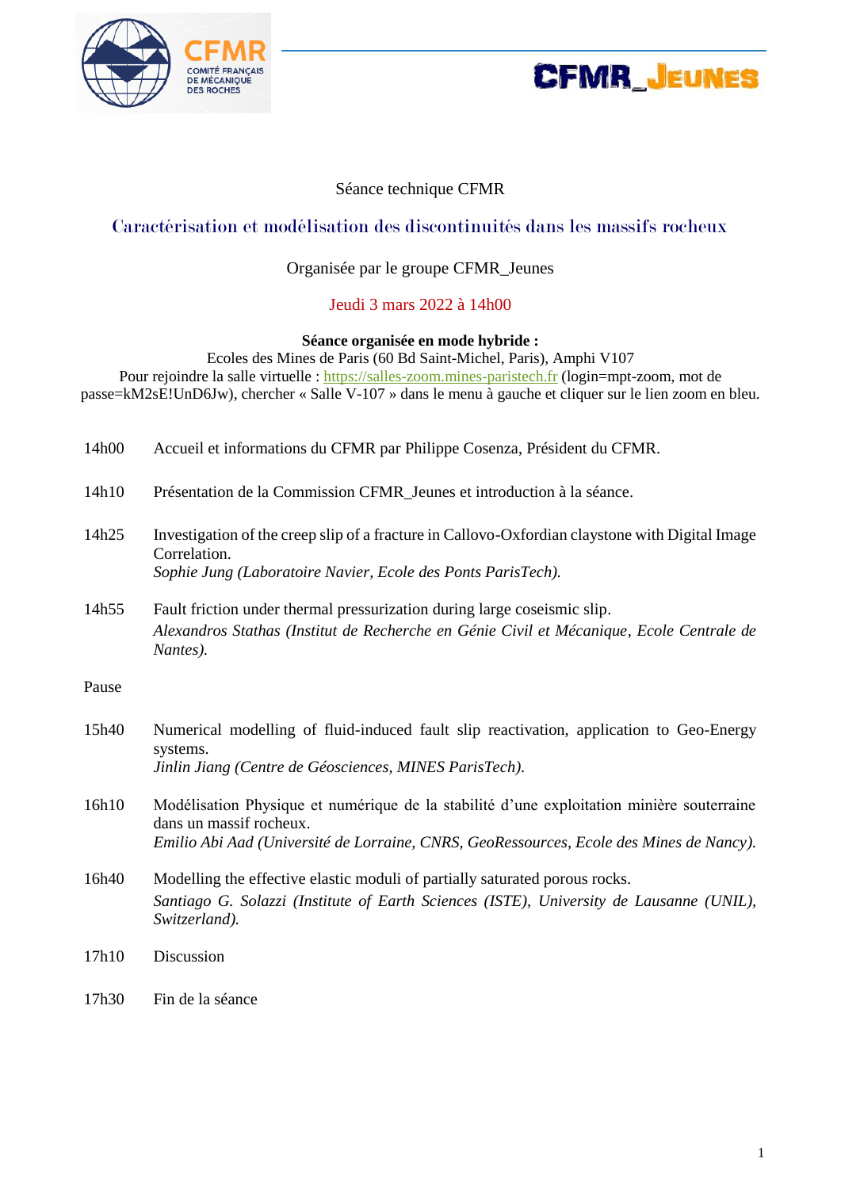Séance technique CFMR

## Caractérisation et modélisation des discontinuités dans les massifs rocheux

Organisée par le groupe CFMR_Jeunes

Jeudi 3 mars 2022 à 14h00

**Séance organisée en mode hybride :**
Ecoles des Mines de Paris (60 Bd Saint-Michel, Paris), Amphi V107
Pour rejoindre la salle virtuelle : https://salles-zoom.mines-paristech.fr (login=mpt-zoom, mot de passe=kM2sE!UnD6Jw), chercher « Salle V-107 » dans le menu à gauche et cliquer sur le lien zoom en bleu.

14h00 Accueil et informations du CFMR par Philippe Cosenza, Président du CFMR.

14h10 Présentation de la Commission CFMR_Jeunes et introduction à la séance.

14h25 Investigation of the creep slip of a fracture in Callovo-Oxfordian claystone with Digital Image Correlation.
*Sophie Jung (Laboratoire Navier, Ecole des Ponts ParisTech).*

14h55 Fault friction under thermal pressurization during large coseismic slip.
*Alexandros Stathas (Institut de Recherche en Génie Civil et Mécanique, Ecole Centrale de Nantes).*

Pause

15h40 Numerical modelling of fluid-induced fault slip reactivation, application to Geo-Energy systems.
*Jinlin Jiang (Centre de Géosciences, MINES ParisTech).*

16h10 Modélisation Physique et numérique de la stabilité d'une exploitation minière souterraine dans un massif rocheux.
*Emilio Abi Aad (Université de Lorraine, CNRS, GeoRessources, Ecole des Mines de Nancy).*

16h40 Modelling the effective elastic moduli of partially saturated porous rocks.
*Santiago G. Solazzi (Institute of Earth Sciences (ISTE), University de Lausanne (UNIL), Switzerland).*

17h10 Discussion

17h30 Fin de la séance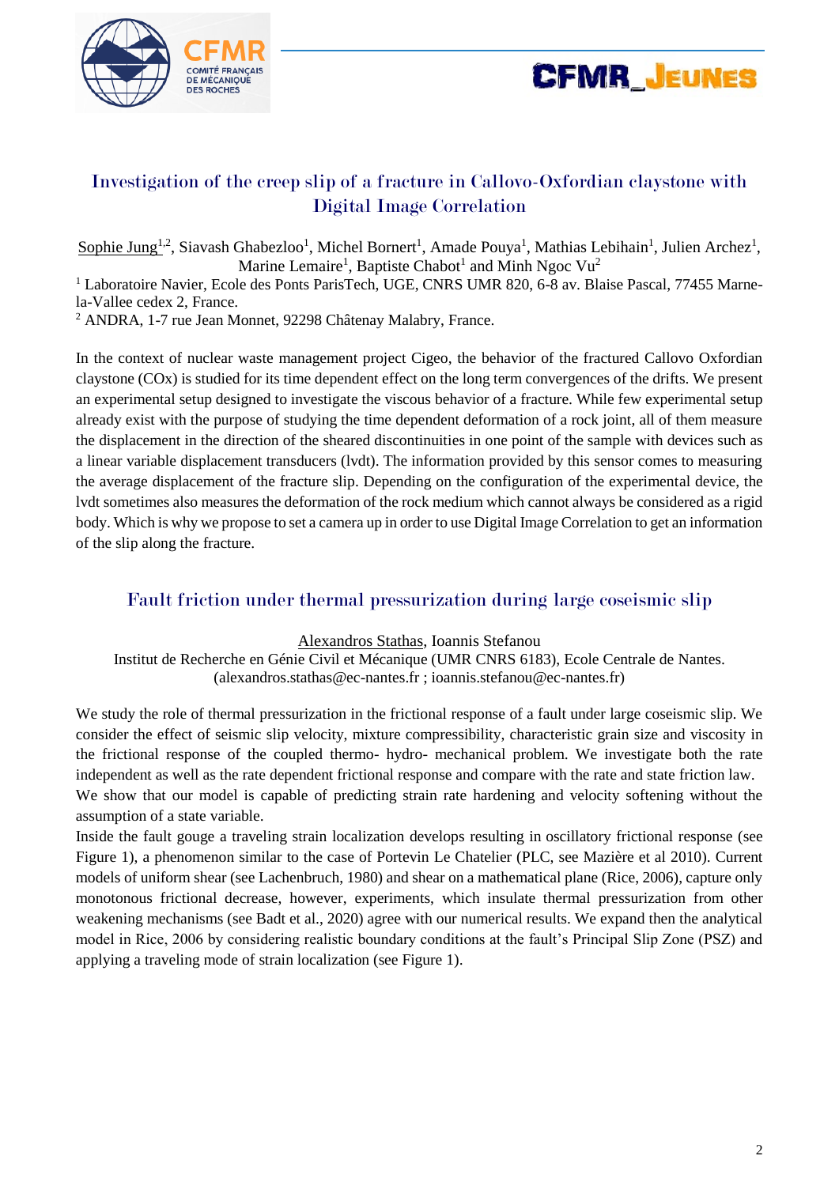## Investigation of the creep slip of a fracture in Callovo-Oxfordian claystone with Digital Image Correlation

Sophie Jung[1,2], Siavash Ghabezloo[1], Michel Bornert[1], Amade Pouya[1], Mathias Lebihain[1], Julien Archez[1], Marine Lemaire[1], Baptiste Chabot[1] and Minh Ngoc Vu[2]

[1] Laboratoire Navier, Ecole des Ponts ParisTech, UGE, CNRS UMR 820, 6-8 av. Blaise Pascal, 77455 Marne-la-Vallee cedex 2, France.

[2] ANDRA, 1-7 rue Jean Monnet, 92298 Châtenay Malabry, France.

In the context of nuclear waste management project Cigeo, the behavior of the fractured Callovo Oxfordian claystone (COx) is studied for its time dependent effect on the long term convergences of the drifts. We present an experimental setup designed to investigate the viscous behavior of a fracture. While few experimental setup already exist with the purpose of studying the time dependent deformation of a rock joint, all of them measure the displacement in the direction of the sheared discontinuities in one point of the sample with devices such as a linear variable displacement transducers (lvdt). The information provided by this sensor comes to measuring the average displacement of the fracture slip. Depending on the configuration of the experimental device, the lvdt sometimes also measures the deformation of the rock medium which cannot always be considered as a rigid body. Which is why we propose to set a camera up in order to use Digital Image Correlation to get an information of the slip along the fracture.

## Fault friction under thermal pressurization during large coseismic slip

Alexandros Stathas, Ioannis Stefanou

Institut de Recherche en Génie Civil et Mécanique (UMR CNRS 6183), Ecole Centrale de Nantes. (alexandros.stathas@ec-nantes.fr ; ioannis.stefanou@ec-nantes.fr)

We study the role of thermal pressurization in the frictional response of a fault under large coseismic slip. We consider the effect of seismic slip velocity, mixture compressibility, characteristic grain size and viscosity in the frictional response of the coupled thermo- hydro- mechanical problem. We investigate both the rate independent as well as the rate dependent frictional response and compare with the rate and state friction law.

We show that our model is capable of predicting strain rate hardening and velocity softening without the assumption of a state variable.

Inside the fault gouge a traveling strain localization develops resulting in oscillatory frictional response (see Figure 1), a phenomenon similar to the case of Portevin Le Chatelier (PLC, see Mazière et al 2010). Current models of uniform shear (see Lachenbruch, 1980) and shear on a mathematical plane (Rice, 2006), capture only monotonous frictional decrease, however, experiments, which insulate thermal pressurization from other weakening mechanisms (see Badt et al., 2020) agree with our numerical results. We expand then the analytical model in Rice, 2006 by considering realistic boundary conditions at the fault's Principal Slip Zone (PSZ) and applying a traveling mode of strain localization (see Figure 1).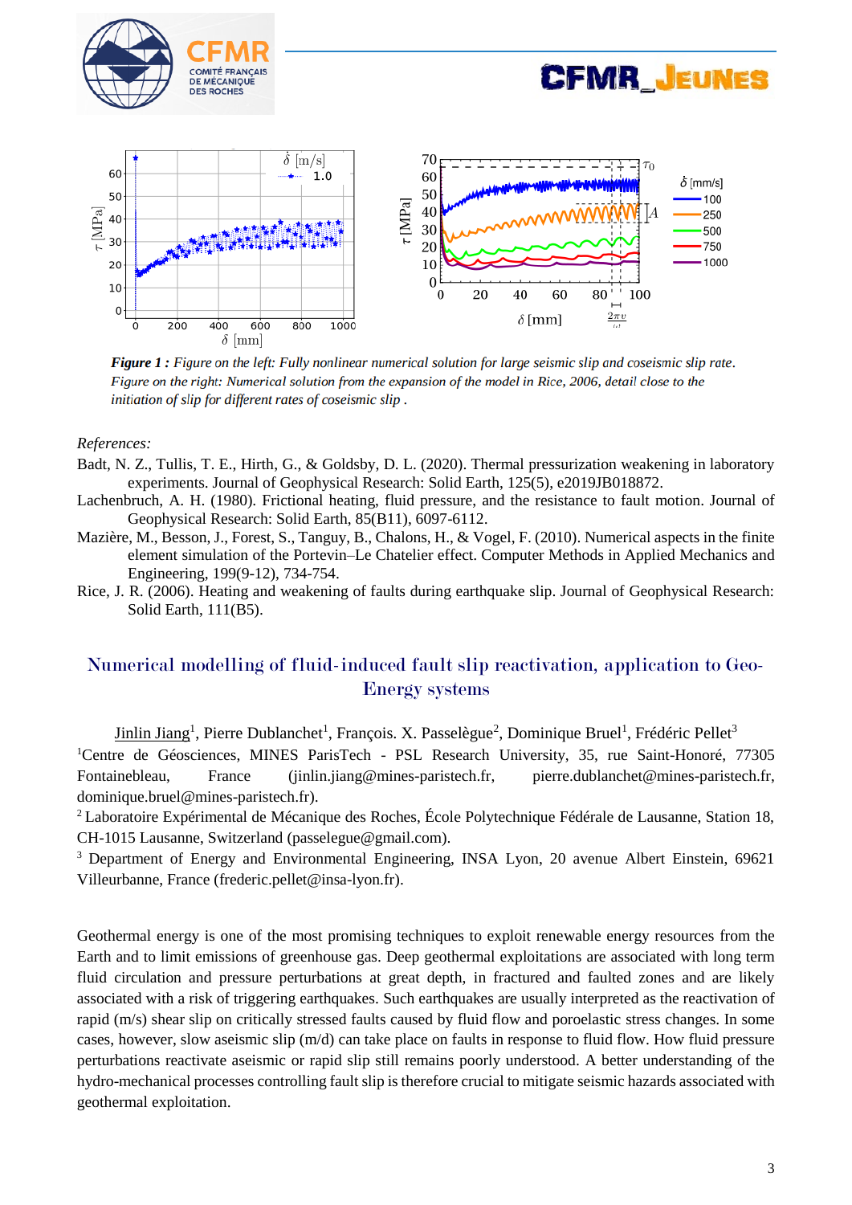***Figure 1 :*** *Figure on the left: Fully nonlinear numerical solution for large seismic slip and coseismic slip rate. Figure on the right: Numerical solution from the expansion of the model in Rice, 2006, detail close to the initiation of slip for different rates of coseismic slip .*

*References:*

Badt, N. Z., Tullis, T. E., Hirth, G., & Goldsby, D. L. (2020). Thermal pressurization weakening in laboratory experiments. Journal of Geophysical Research: Solid Earth, 125(5), e2019JB018872.

Lachenbruch, A. H. (1980). Frictional heating, fluid pressure, and the resistance to fault motion. Journal of Geophysical Research: Solid Earth, 85(B11), 6097-6112.

Mazière, M., Besson, J., Forest, S., Tanguy, B., Chalons, H., & Vogel, F. (2010). Numerical aspects in the finite element simulation of the Portevin–Le Chatelier effect. Computer Methods in Applied Mechanics and Engineering, 199(9-12), 734-754.

Rice, J. R. (2006). Heating and weakening of faults during earthquake slip. Journal of Geophysical Research: Solid Earth, 111(B5).

## Numerical modelling of fluid-induced fault slip reactivation, application to Geo-Energy systems

Jinlin Jiang[1], Pierre Dublanchet[1], François. X. Passelègue[2], Dominique Bruel[1], Frédéric Pellet[3]

[1]Centre de Géosciences, MINES ParisTech - PSL Research University, 35, rue Saint-Honoré, 77305 Fontainebleau, France (jinlin.jiang@mines-paristech.fr, pierre.dublanchet@mines-paristech.fr, dominique.bruel@mines-paristech.fr).

[2] Laboratoire Expérimental de Mécanique des Roches, École Polytechnique Fédérale de Lausanne, Station 18, CH-1015 Lausanne, Switzerland (passelegue@gmail.com).

[3] Department of Energy and Environmental Engineering, INSA Lyon, 20 avenue Albert Einstein, 69621 Villeurbanne, France (frederic.pellet@insa-lyon.fr).

Geothermal energy is one of the most promising techniques to exploit renewable energy resources from the Earth and to limit emissions of greenhouse gas. Deep geothermal exploitations are associated with long term fluid circulation and pressure perturbations at great depth, in fractured and faulted zones and are likely associated with a risk of triggering earthquakes. Such earthquakes are usually interpreted as the reactivation of rapid (m/s) shear slip on critically stressed faults caused by fluid flow and poroelastic stress changes. In some cases, however, slow aseismic slip (m/d) can take place on faults in response to fluid flow. How fluid pressure perturbations reactivate aseismic or rapid slip still remains poorly understood. A better understanding of the hydro-mechanical processes controlling fault slip is therefore crucial to mitigate seismic hazards associated with geothermal exploitation.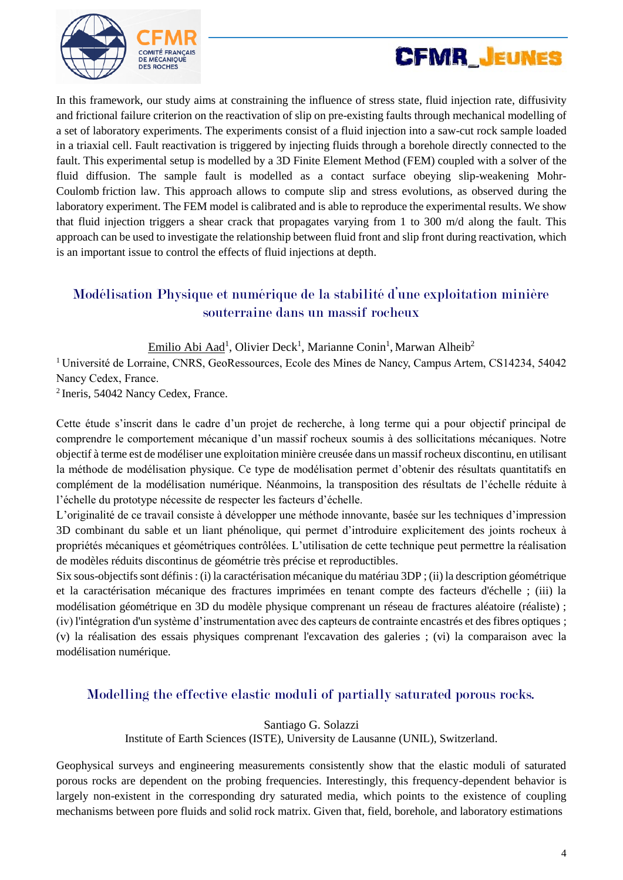In this framework, our study aims at constraining the influence of stress state, fluid injection rate, diffusivity and frictional failure criterion on the reactivation of slip on pre-existing faults through mechanical modelling of a set of laboratory experiments. The experiments consist of a fluid injection into a saw-cut rock sample loaded in a triaxial cell. Fault reactivation is triggered by injecting fluids through a borehole directly connected to the fault. This experimental setup is modelled by a 3D Finite Element Method (FEM) coupled with a solver of the fluid diffusion. The sample fault is modelled as a contact surface obeying slip-weakening Mohr-Coulomb friction law. This approach allows to compute slip and stress evolutions, as observed during the laboratory experiment. The FEM model is calibrated and is able to reproduce the experimental results. We show that fluid injection triggers a shear crack that propagates varying from 1 to 300 m/d along the fault. This approach can be used to investigate the relationship between fluid front and slip front during reactivation, which is an important issue to control the effects of fluid injections at depth.

## Modélisation Physique et numérique de la stabilité d'une exploitation minière souterraine dans un massif rocheux

Emilio Abi Aad[1], Olivier Deck[1], Marianne Conin[1], Marwan Alheib[2]

[1] Université de Lorraine, CNRS, GeoRessources, Ecole des Mines de Nancy, Campus Artem, CS14234, 54042 Nancy Cedex, France.

[2] Ineris, 54042 Nancy Cedex, France.

Cette étude s'inscrit dans le cadre d'un projet de recherche, à long terme qui a pour objectif principal de comprendre le comportement mécanique d'un massif rocheux soumis à des sollicitations mécaniques. Notre objectif à terme est de modéliser une exploitation minière creusée dans un massif rocheux discontinu, en utilisant la méthode de modélisation physique. Ce type de modélisation permet d'obtenir des résultats quantitatifs en complément de la modélisation numérique. Néanmoins, la transposition des résultats de l'échelle réduite à l'échelle du prototype nécessite de respecter les facteurs d'échelle.

L'originalité de ce travail consiste à développer une méthode innovante, basée sur les techniques d'impression 3D combinant du sable et un liant phénolique, qui permet d'introduire explicitement des joints rocheux à propriétés mécaniques et géométriques contrôlées. L'utilisation de cette technique peut permettre la réalisation de modèles réduits discontinus de géométrie très précise et reproductibles.

Six sous-objectifs sont définis : (i) la caractérisation mécanique du matériau 3DP ; (ii) la description géométrique et la caractérisation mécanique des fractures imprimées en tenant compte des facteurs d'échelle ; (iii) la modélisation géométrique en 3D du modèle physique comprenant un réseau de fractures aléatoire (réaliste) ; (iv) l'intégration d'un système d'instrumentation avec des capteurs de contrainte encastrés et des fibres optiques ; (v) la réalisation des essais physiques comprenant l'excavation des galeries ; (vi) la comparaison avec la modélisation numérique.

## Modelling the effective elastic moduli of partially saturated porous rocks.

Santiago G. Solazzi

Institute of Earth Sciences (ISTE), University de Lausanne (UNIL), Switzerland.

Geophysical surveys and engineering measurements consistently show that the elastic moduli of saturated porous rocks are dependent on the probing frequencies. Interestingly, this frequency-dependent behavior is largely non-existent in the corresponding dry saturated media, which points to the existence of coupling mechanisms between pore fluids and solid rock matrix. Given that, field, borehole, and laboratory estimations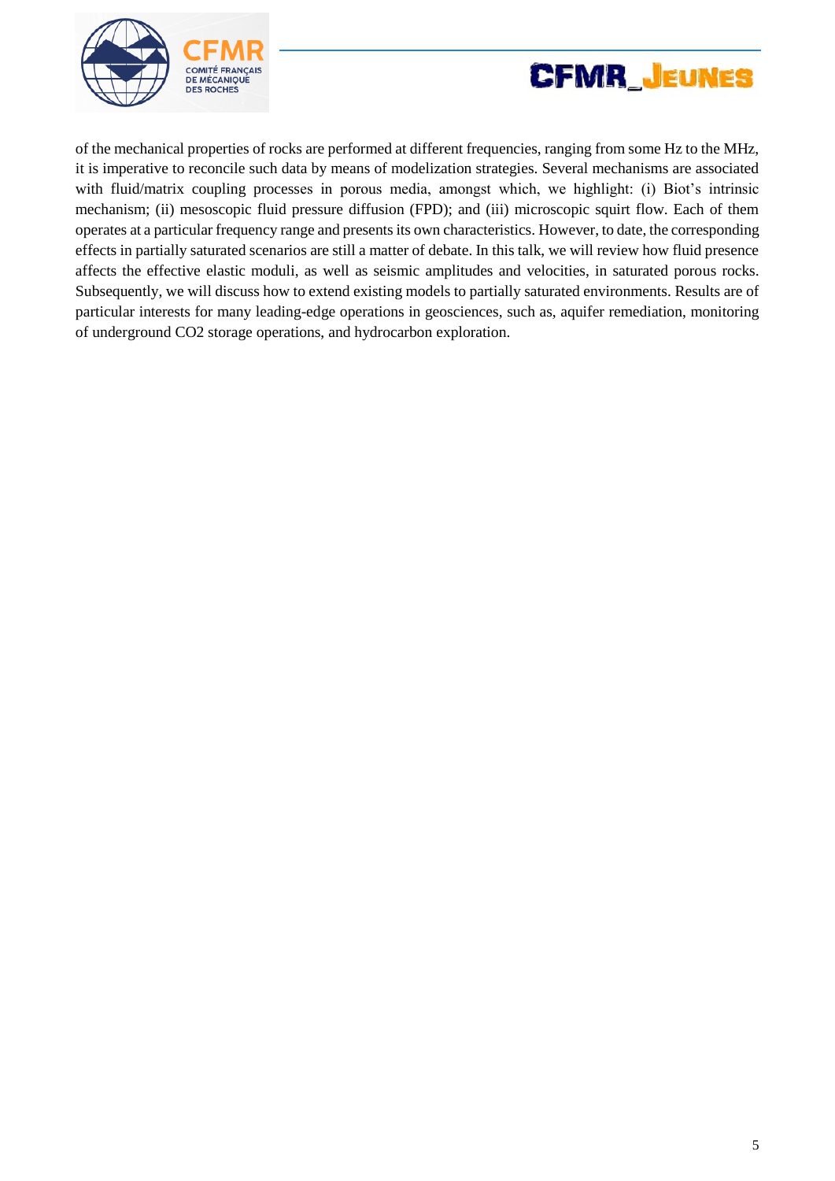of the mechanical properties of rocks are performed at different frequencies, ranging from some Hz to the MHz, it is imperative to reconcile such data by means of modelization strategies. Several mechanisms are associated with fluid/matrix coupling processes in porous media, amongst which, we highlight: (i) Biot's intrinsic mechanism; (ii) mesoscopic fluid pressure diffusion (FPD); and (iii) microscopic squirt flow. Each of them operates at a particular frequency range and presents its own characteristics. However, to date, the corresponding effects in partially saturated scenarios are still a matter of debate. In this talk, we will review how fluid presence affects the effective elastic moduli, as well as seismic amplitudes and velocities, in saturated porous rocks. Subsequently, we will discuss how to extend existing models to partially saturated environments. Results are of particular interests for many leading-edge operations in geosciences, such as, aquifer remediation, monitoring of underground $CO_2$ storage operations, and hydrocarbon exploration.